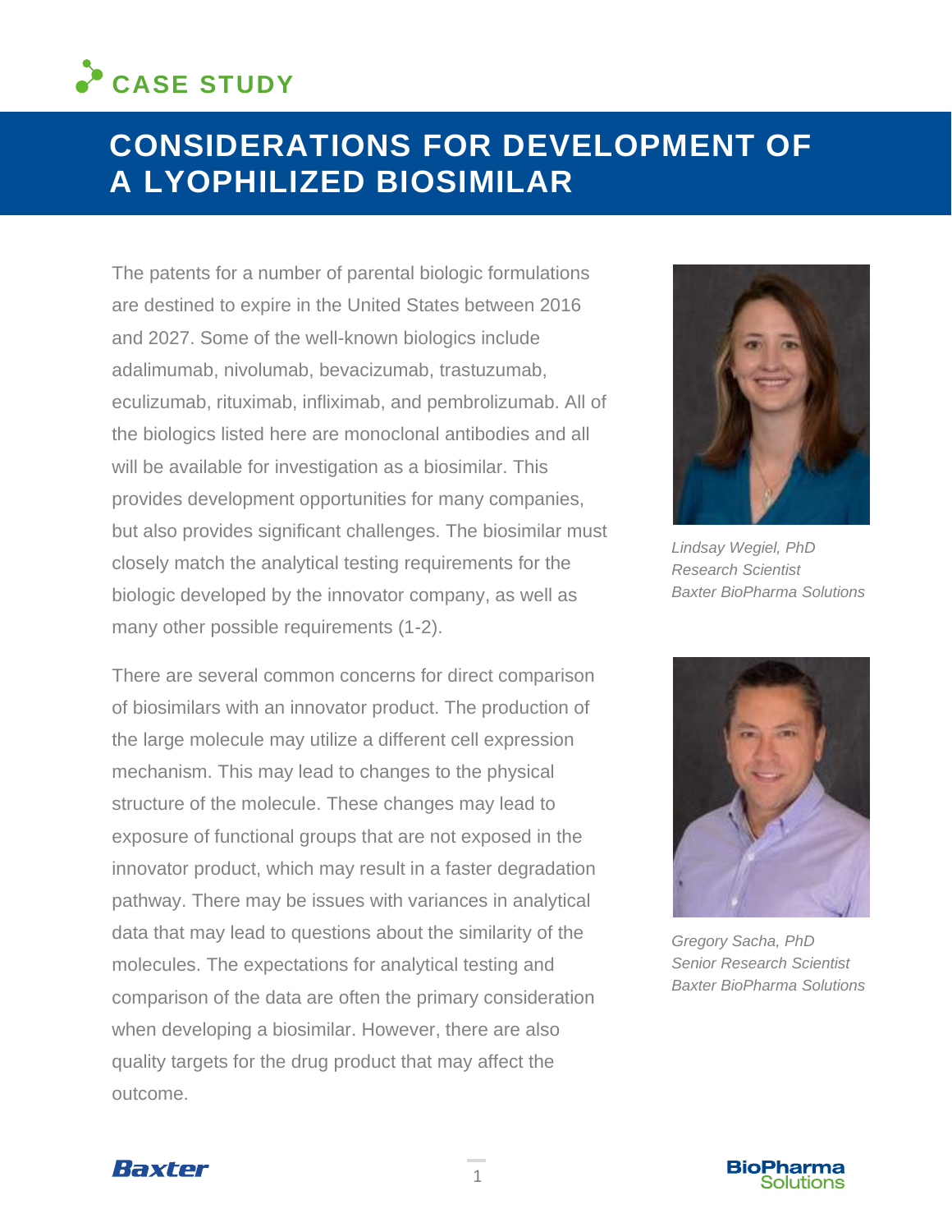**CASE STUDY**

# CONSIDERATIONS FOR DEVELOPMENT OF A LYOPHILIZED BIOSIMILAR

*Lindsay Wegiel, PhD*
*Research Scientist*
*Baxter BioPharma Solutions*

*Gregory Sacha, PhD*
*Senior Research Scientist*
*Baxter BioPharma Solutions*

The patents for a number of parental biologic formulations are destined to expire in the United States between 2016 and 2027. Some of the well-known biologics include adalimumab, nivolumab, bevacizumab, trastuzumab, eculizumab, rituximab, infliximab, and pembrolizumab. All of the biologics listed here are monoclonal antibodies and all will be available for investigation as a biosimilar. This provides development opportunities for many companies, but also provides significant challenges. The biosimilar must closely match the analytical testing requirements for the biologic developed by the innovator company, as well as many other possible requirements (1-2).

There are several common concerns for direct comparison of biosimilars with an innovator product. The production of the large molecule may utilize a different cell expression mechanism. This may lead to changes to the physical structure of the molecule. These changes may lead to exposure of functional groups that are not exposed in the innovator product, which may result in a faster degradation pathway. There may be issues with variances in analytical data that may lead to questions about the similarity of the molecules. The expectations for analytical testing and comparison of the data are often the primary consideration when developing a biosimilar. However, there are also quality targets for the drug product that may affect the outcome.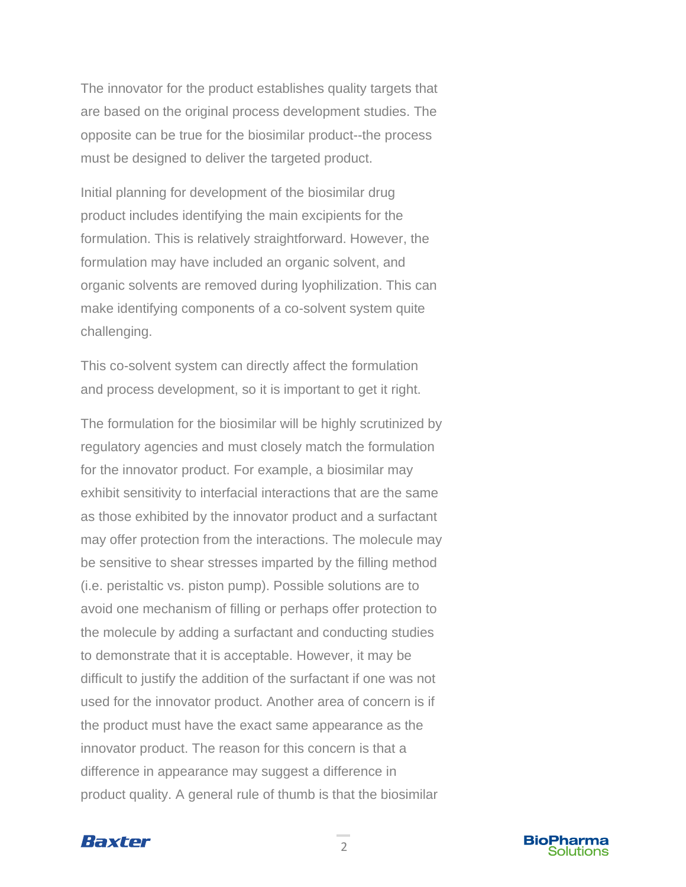The innovator for the product establishes quality targets that are based on the original process development studies. The opposite can be true for the biosimilar product--the process must be designed to deliver the targeted product.

Initial planning for development of the biosimilar drug product includes identifying the main excipients for the formulation. This is relatively straightforward. However, the formulation may have included an organic solvent, and organic solvents are removed during lyophilization. This can make identifying components of a co-solvent system quite challenging.

This co-solvent system can directly affect the formulation and process development, so it is important to get it right.

The formulation for the biosimilar will be highly scrutinized by regulatory agencies and must closely match the formulation for the innovator product. For example, a biosimilar may exhibit sensitivity to interfacial interactions that are the same as those exhibited by the innovator product and a surfactant may offer protection from the interactions. The molecule may be sensitive to shear stresses imparted by the filling method (i.e. peristaltic vs. piston pump). Possible solutions are to avoid one mechanism of filling or perhaps offer protection to the molecule by adding a surfactant and conducting studies to demonstrate that it is acceptable. However, it may be difficult to justify the addition of the surfactant if one was not used for the innovator product. Another area of concern is if the product must have the exact same appearance as the innovator product. The reason for this concern is that a difference in appearance may suggest a difference in product quality. A general rule of thumb is that the biosimilar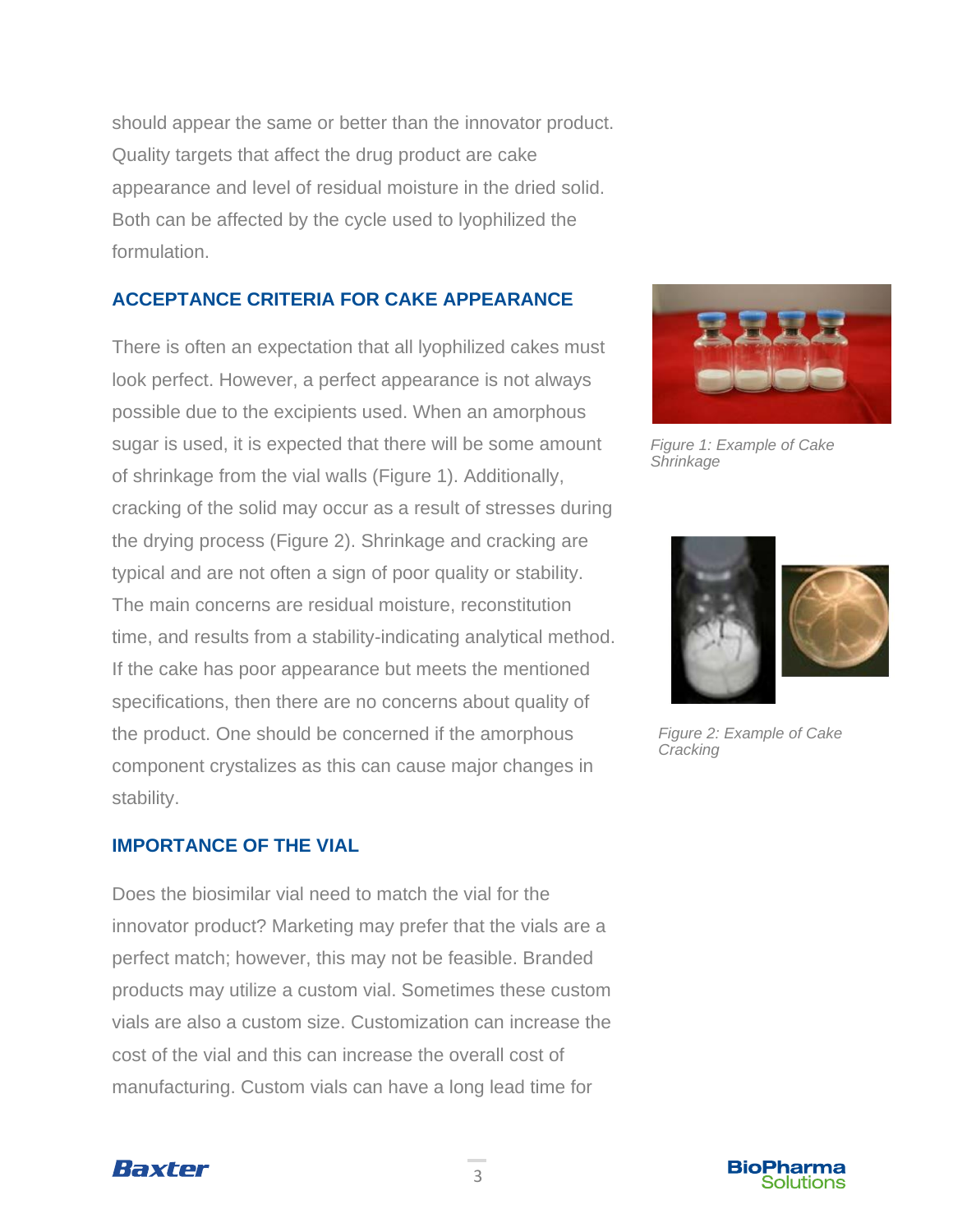should appear the same or better than the innovator product. Quality targets that affect the drug product are cake appearance and level of residual moisture in the dried solid. Both can be affected by the cycle used to lyophilized the formulation.

## ACCEPTANCE CRITERIA FOR CAKE APPEARANCE

There is often an expectation that all lyophilized cakes must look perfect. However, a perfect appearance is not always possible due to the excipients used. When an amorphous sugar is used, it is expected that there will be some amount of shrinkage from the vial walls (Figure 1). Additionally, cracking of the solid may occur as a result of stresses during the drying process (Figure 2). Shrinkage and cracking are typical and are not often a sign of poor quality or stability. The main concerns are residual moisture, reconstitution time, and results from a stability-indicating analytical method. If the cake has poor appearance but meets the mentioned specifications, then there are no concerns about quality of the product. One should be concerned if the amorphous component crystalizes as this can cause major changes in stability.

*Figure 1: Example of Cake Shrinkage*

*Figure 2: Example of Cake Cracking*

## IMPORTANCE OF THE VIAL

Does the biosimilar vial need to match the vial for the innovator product? Marketing may prefer that the vials are a perfect match; however, this may not be feasible. Branded products may utilize a custom vial. Sometimes these custom vials are also a custom size. Customization can increase the cost of the vial and this can increase the overall cost of manufacturing. Custom vials can have a long lead time for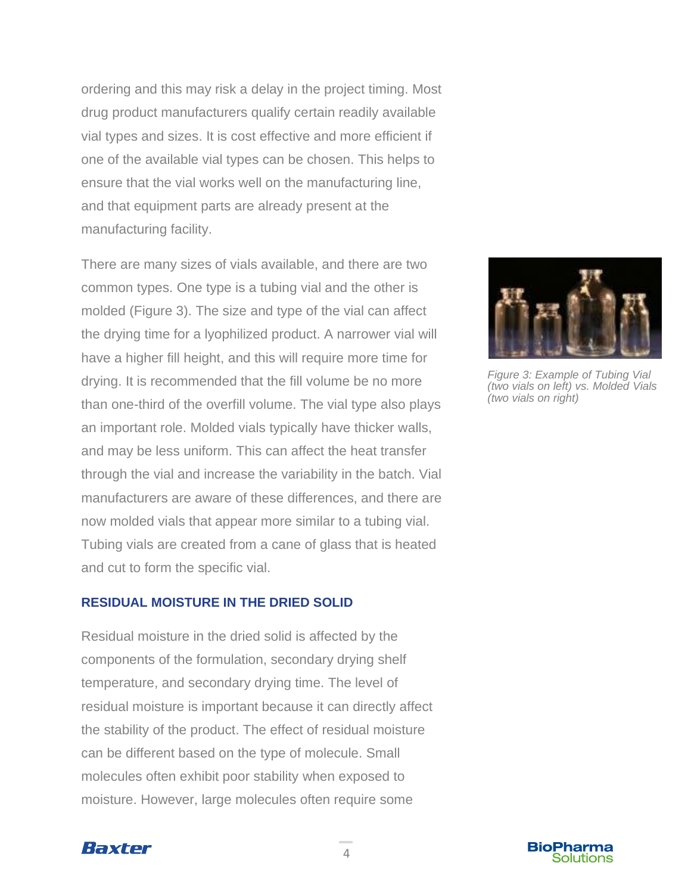ordering and this may risk a delay in the project timing. Most drug product manufacturers qualify certain readily available vial types and sizes. It is cost effective and more efficient if one of the available vial types can be chosen. This helps to ensure that the vial works well on the manufacturing line, and that equipment parts are already present at the manufacturing facility.

There are many sizes of vials available, and there are two common types. One type is a tubing vial and the other is molded (Figure 3). The size and type of the vial can affect the drying time for a lyophilized product. A narrower vial will have a higher fill height, and this will require more time for drying. It is recommended that the fill volume be no more than one-third of the overfill volume. The vial type also plays an important role. Molded vials typically have thicker walls, and may be less uniform. This can affect the heat transfer through the vial and increase the variability in the batch. Vial manufacturers are aware of these differences, and there are now molded vials that appear more similar to a tubing vial. Tubing vials are created from a cane of glass that is heated and cut to form the specific vial.

*Figure 3: Example of Tubing Vial (two vials on left) vs. Molded Vials (two vials on right)*

## RESIDUAL MOISTURE IN THE DRIED SOLID

Residual moisture in the dried solid is affected by the components of the formulation, secondary drying shelf temperature, and secondary drying time. The level of residual moisture is important because it can directly affect the stability of the product. The effect of residual moisture can be different based on the type of molecule. Small molecules often exhibit poor stability when exposed to moisture. However, large molecules often require some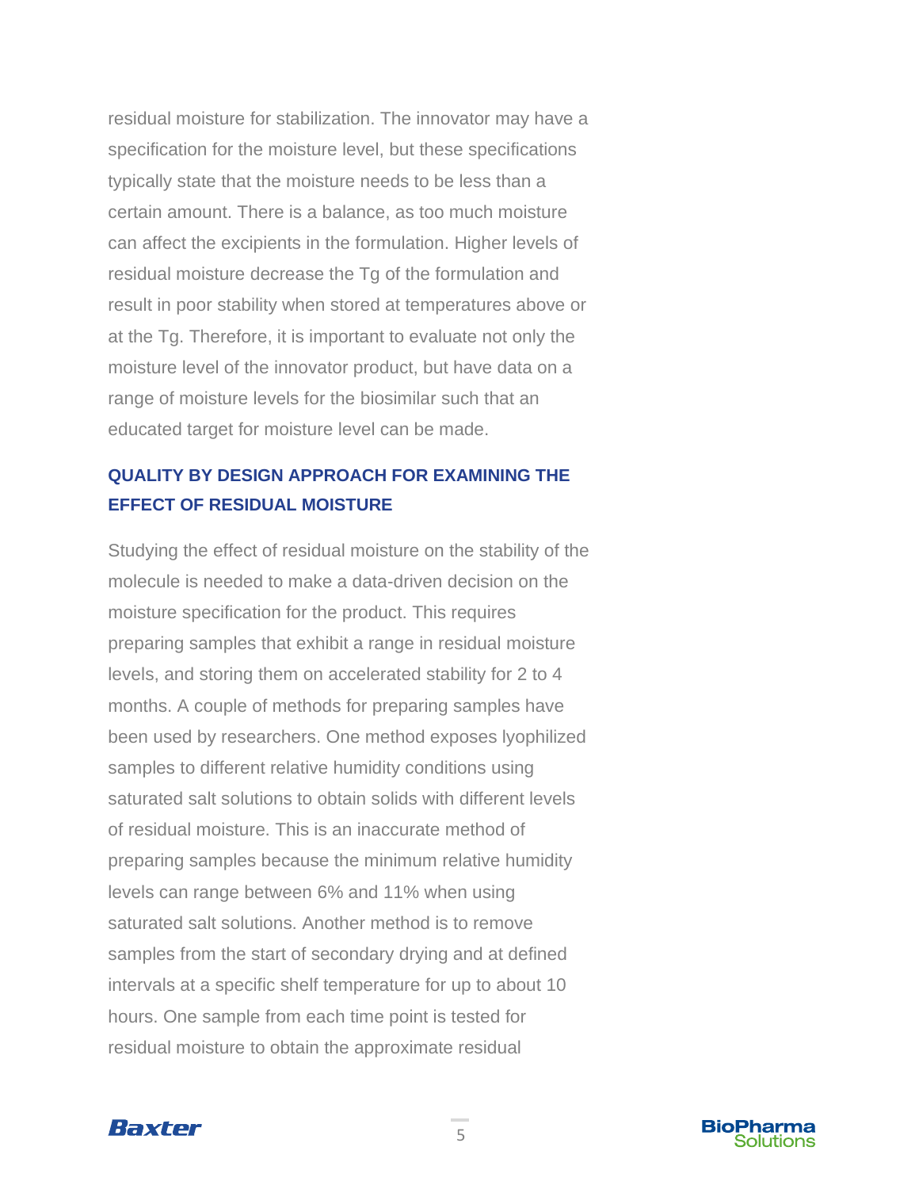residual moisture for stabilization. The innovator may have a specification for the moisture level, but these specifications typically state that the moisture needs to be less than a certain amount. There is a balance, as too much moisture can affect the excipients in the formulation. Higher levels of residual moisture decrease the Tg of the formulation and result in poor stability when stored at temperatures above or at the Tg. Therefore, it is important to evaluate not only the moisture level of the innovator product, but have data on a range of moisture levels for the biosimilar such that an educated target for moisture level can be made.

## QUALITY BY DESIGN APPROACH FOR EXAMINING THE EFFECT OF RESIDUAL MOISTURE

Studying the effect of residual moisture on the stability of the molecule is needed to make a data-driven decision on the moisture specification for the product. This requires preparing samples that exhibit a range in residual moisture levels, and storing them on accelerated stability for 2 to 4 months. A couple of methods for preparing samples have been used by researchers. One method exposes lyophilized samples to different relative humidity conditions using saturated salt solutions to obtain solids with different levels of residual moisture. This is an inaccurate method of preparing samples because the minimum relative humidity levels can range between 6% and 11% when using saturated salt solutions. Another method is to remove samples from the start of secondary drying and at defined intervals at a specific shelf temperature for up to about 10 hours. One sample from each time point is tested for residual moisture to obtain the approximate residual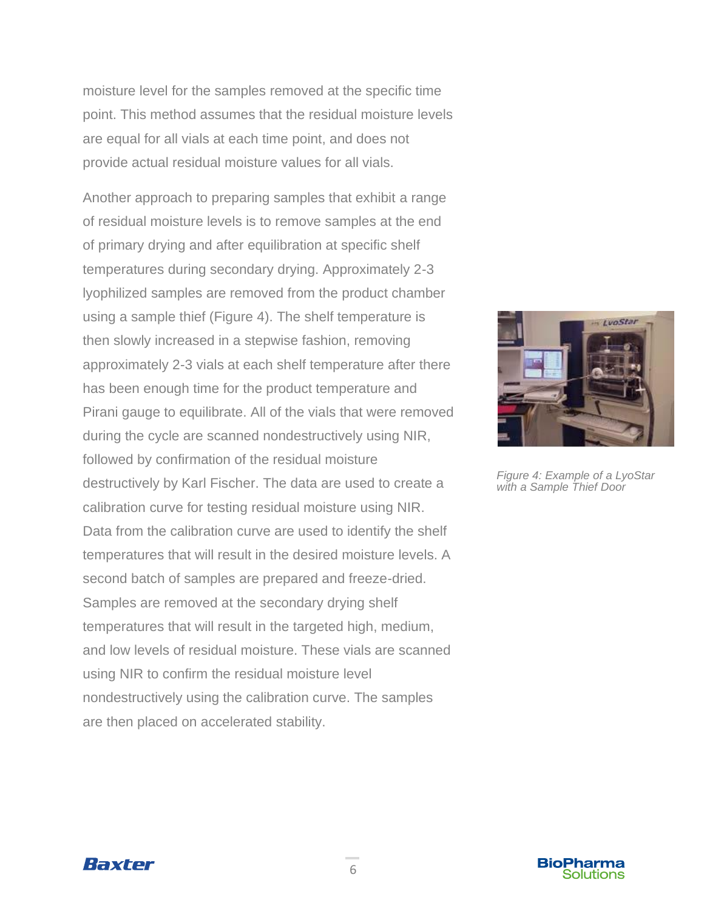moisture level for the samples removed at the specific time point. This method assumes that the residual moisture levels are equal for all vials at each time point, and does not provide actual residual moisture values for all vials.

Another approach to preparing samples that exhibit a range of residual moisture levels is to remove samples at the end of primary drying and after equilibration at specific shelf temperatures during secondary drying. Approximately 2-3 lyophilized samples are removed from the product chamber using a sample thief (Figure 4). The shelf temperature is then slowly increased in a stepwise fashion, removing approximately 2-3 vials at each shelf temperature after there has been enough time for the product temperature and Pirani gauge to equilibrate. All of the vials that were removed during the cycle are scanned nondestructively using NIR, followed by confirmation of the residual moisture destructively by Karl Fischer. The data are used to create a calibration curve for testing residual moisture using NIR. Data from the calibration curve are used to identify the shelf temperatures that will result in the desired moisture levels. A second batch of samples are prepared and freeze-dried. Samples are removed at the secondary drying shelf temperatures that will result in the targeted high, medium, and low levels of residual moisture. These vials are scanned using NIR to confirm the residual moisture level nondestructively using the calibration curve. The samples are then placed on accelerated stability.

*Figure 4: Example of a LyoStar with a Sample Thief Door*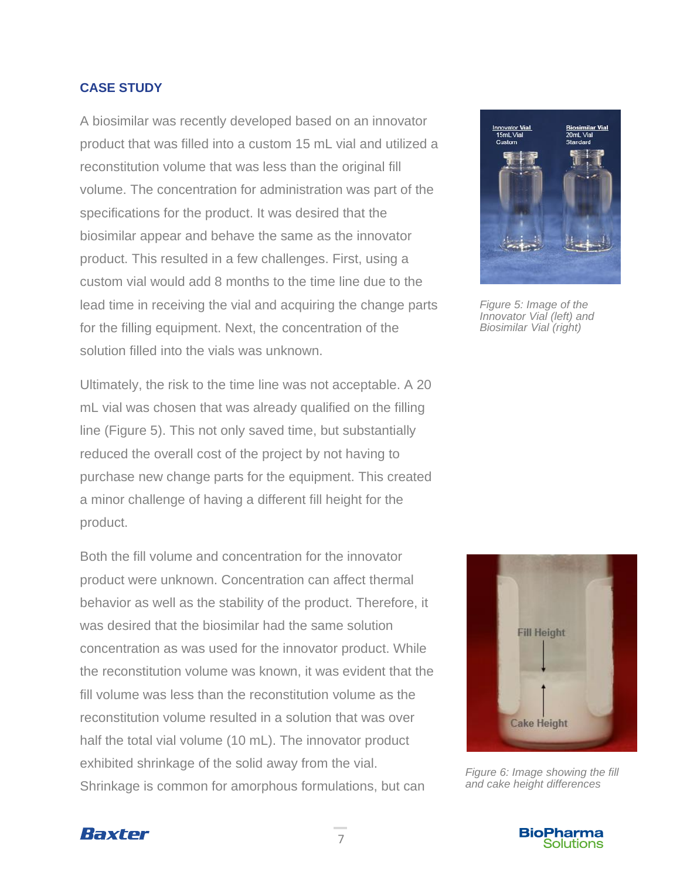## CASE STUDY

A biosimilar was recently developed based on an innovator product that was filled into a custom 15 mL vial and utilized a reconstitution volume that was less than the original fill volume. The concentration for administration was part of the specifications for the product. It was desired that the biosimilar appear and behave the same as the innovator product. This resulted in a few challenges. First, using a custom vial would add 8 months to the time line due to the lead time in receiving the vial and acquiring the change parts for the filling equipment. Next, the concentration of the solution filled into the vials was unknown.

*Figure 5: Image of the Innovator Vial (left) and Biosimilar Vial (right)*

Ultimately, the risk to the time line was not acceptable. A 20 mL vial was chosen that was already qualified on the filling line (Figure 5). This not only saved time, but substantially reduced the overall cost of the project by not having to purchase new change parts for the equipment. This created a minor challenge of having a different fill height for the product.

Both the fill volume and concentration for the innovator product were unknown. Concentration can affect thermal behavior as well as the stability of the product. Therefore, it was desired that the biosimilar had the same solution concentration as was used for the innovator product. While the reconstitution volume was known, it was evident that the fill volume was less than the reconstitution volume as the reconstitution volume resulted in a solution that was over half the total vial volume (10 mL). The innovator product exhibited shrinkage of the solid away from the vial. Shrinkage is common for amorphous formulations, but can

*Figure 6: Image showing the fill and cake height differences*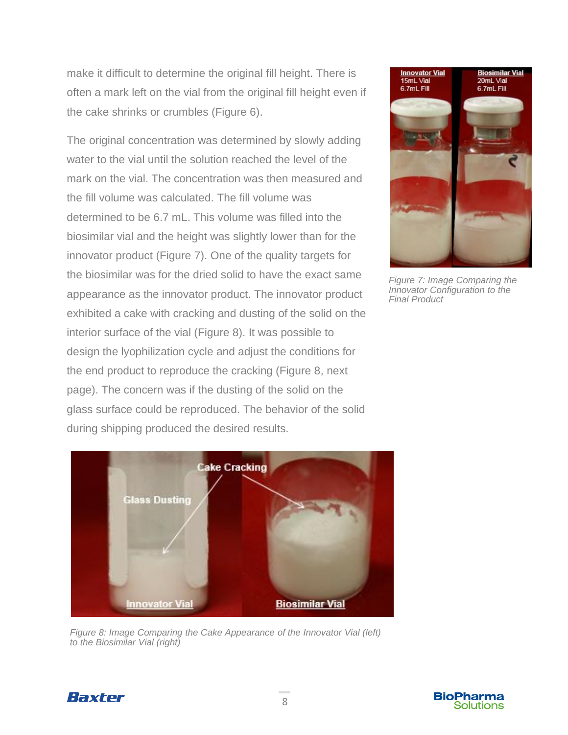make it difficult to determine the original fill height. There is often a mark left on the vial from the original fill height even if the cake shrinks or crumbles (Figure 6).

The original concentration was determined by slowly adding water to the vial until the solution reached the level of the mark on the vial. The concentration was then measured and the fill volume was calculated. The fill volume was determined to be 6.7 mL. This volume was filled into the biosimilar vial and the height was slightly lower than for the innovator product (Figure 7). One of the quality targets for the biosimilar was for the dried solid to have the exact same appearance as the innovator product. The innovator product exhibited a cake with cracking and dusting of the solid on the interior surface of the vial (Figure 8). It was possible to design the lyophilization cycle and adjust the conditions for the end product to reproduce the cracking (Figure 8, next page). The concern was if the dusting of the solid on the glass surface could be reproduced. The behavior of the solid during shipping produced the desired results.

*Figure 7: Image Comparing the Innovator Configuration to the Final Product*

*Figure 8: Image Comparing the Cake Appearance of the Innovator Vial (left) to the Biosimilar Vial (right)*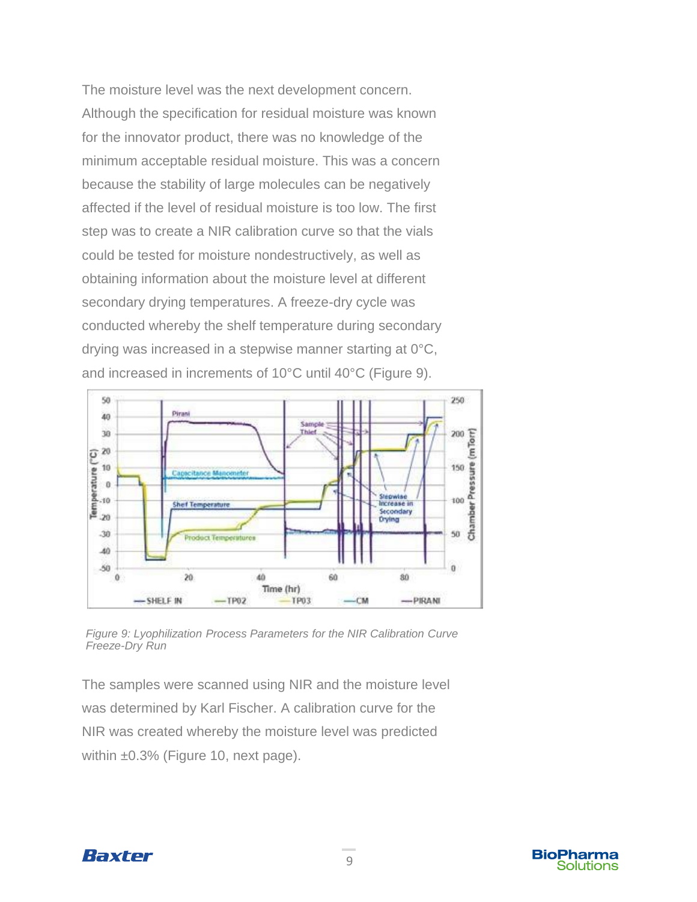The moisture level was the next development concern. Although the specification for residual moisture was known for the innovator product, there was no knowledge of the minimum acceptable residual moisture. This was a concern because the stability of large molecules can be negatively affected if the level of residual moisture is too low. The first step was to create a NIR calibration curve so that the vials could be tested for moisture nondestructively, as well as obtaining information about the moisture level at different secondary drying temperatures. A freeze-dry cycle was conducted whereby the shelf temperature during secondary drying was increased in a stepwise manner starting at 0°C, and increased in increments of 10°C until 40°C (Figure 9).

*Figure 9: Lyophilization Process Parameters for the NIR Calibration Curve Freeze-Dry Run*

The samples were scanned using NIR and the moisture level was determined by Karl Fischer. A calibration curve for the NIR was created whereby the moisture level was predicted within ±0.3% (Figure 10, next page).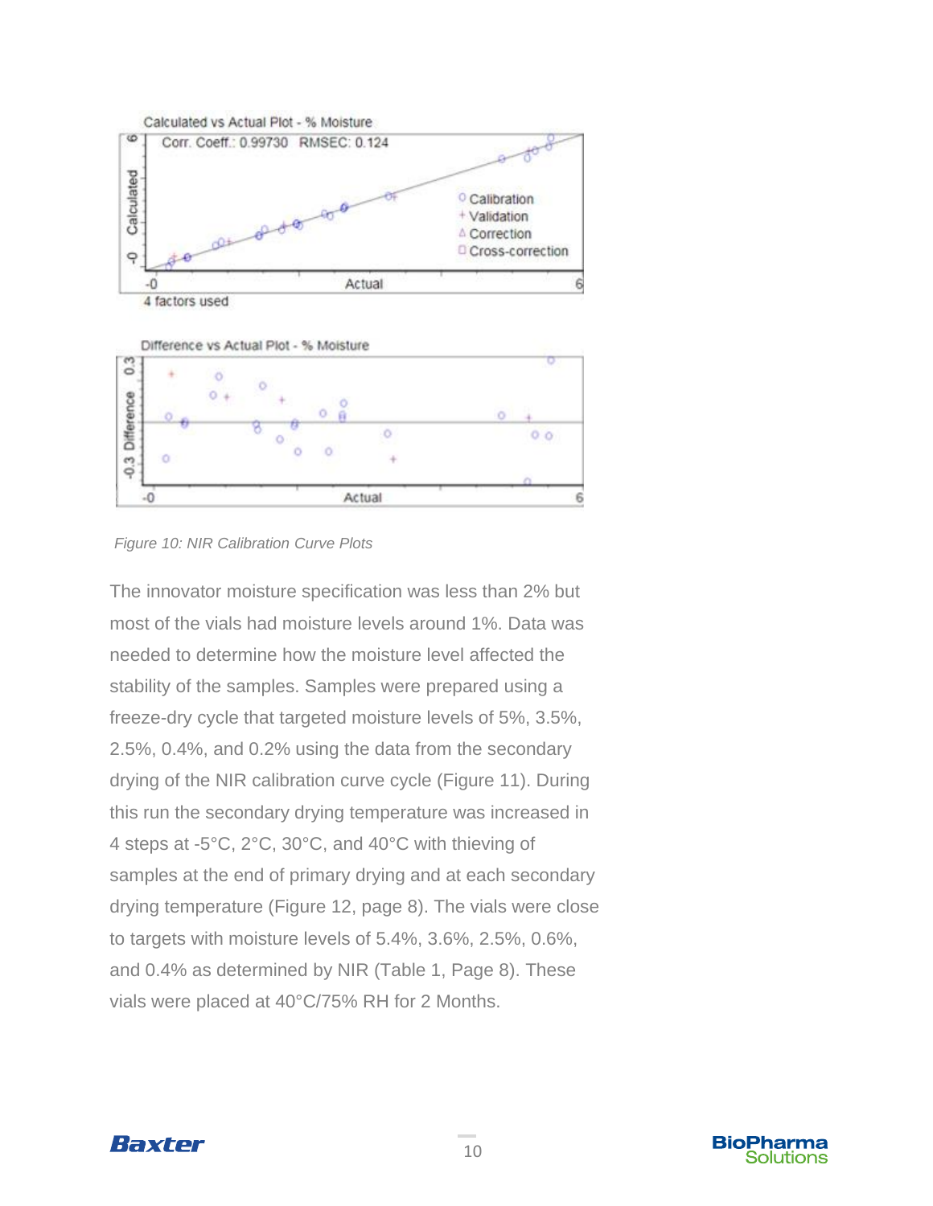Figure 10: NIR Calibration Curve Plots

The innovator moisture specification was less than 2% but most of the vials had moisture levels around 1%. Data was needed to determine how the moisture level affected the stability of the samples. Samples were prepared using a freeze-dry cycle that targeted moisture levels of 5%, 3.5%, 2.5%, 0.4%, and 0.2% using the data from the secondary drying of the NIR calibration curve cycle (Figure 11). During this run the secondary drying temperature was increased in 4 steps at -5°C, 2°C, 30°C, and 40°C with thieving of samples at the end of primary drying and at each secondary drying temperature (Figure 12, page 8). The vials were close to targets with moisture levels of 5.4%, 3.6%, 2.5%, 0.6%, and 0.4% as determined by NIR (Table 1, Page 8). These vials were placed at 40°C/75% RH for 2 Months.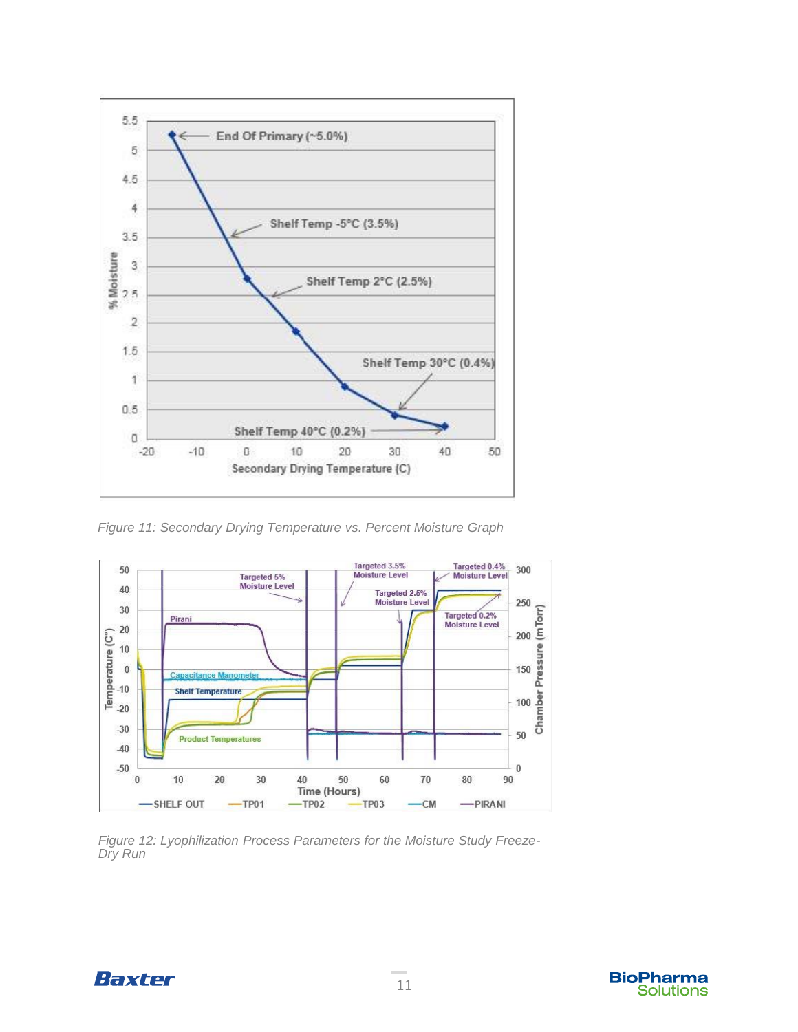*Figure 11: Secondary Drying Temperature vs. Percent Moisture Graph*

*Figure 12: Lyophilization Process Parameters for the Moisture Study Freeze-Dry Run*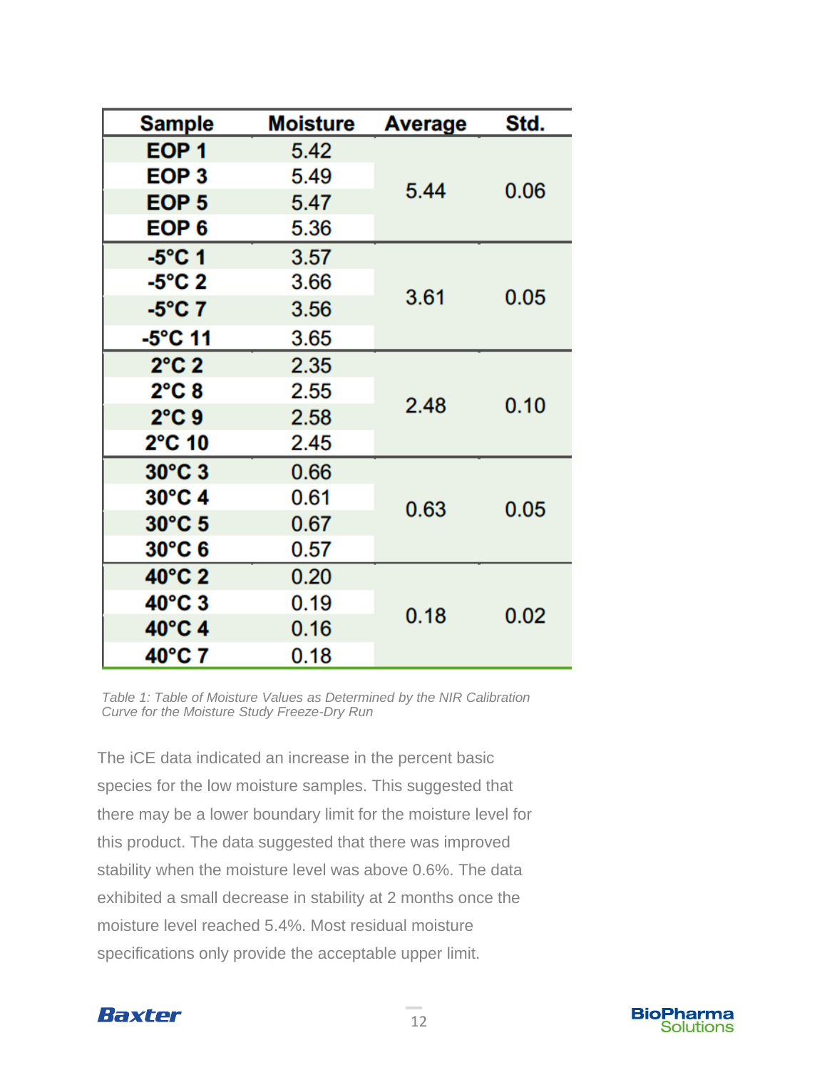| Sample | Moisture | Average | Std. |
|---|---|---|---|
| EOP 1 | 5.42 | 5.44 | 0.06 |
| EOP 3 | 5.49 | | |
| EOP 5 | 5.47 | | |
| EOP 6 | 5.36 | | |
| -5°C 1 | 3.57 | 3.61 | 0.05 |
| -5°C 2 | 3.66 | | |
| -5°C 7 | 3.56 | | |
| -5°C 11 | 3.65 | | |
| 2°C 2 | 2.35 | 2.48 | 0.10 |
| 2°C 8 | 2.55 | | |
| 2°C 9 | 2.58 | | |
| 2°C 10 | 2.45 | | |
| 30°C 3 | 0.66 | 0.63 | 0.05 |
| 30°C 4 | 0.61 | | |
| 30°C 5 | 0.67 | | |
| 30°C 6 | 0.57 | | |
| 40°C 2 | 0.20 | 0.18 | 0.02 |
| 40°C 3 | 0.19 | | |
| 40°C 4 | 0.16 | | |
| 40°C 7 | 0.18 | | |

*Table 1: Table of Moisture Values as Determined by the NIR Calibration Curve for the Moisture Study Freeze-Dry Run*

The iCE data indicated an increase in the percent basic species for the low moisture samples. This suggested that there may be a lower boundary limit for the moisture level for this product. The data suggested that there was improved stability when the moisture level was above 0.6%. The data exhibited a small decrease in stability at 2 months once the moisture level reached 5.4%. Most residual moisture specifications only provide the acceptable upper limit.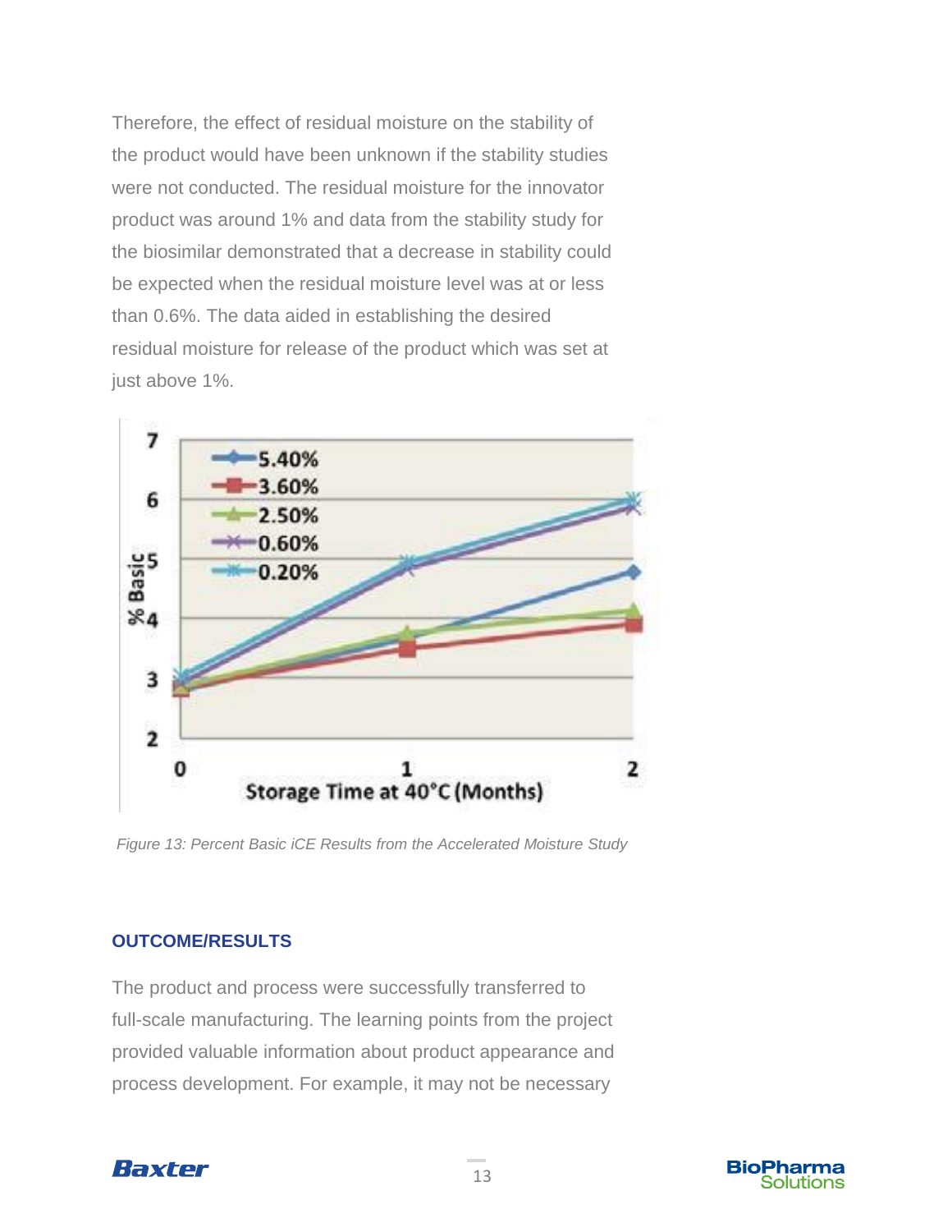Therefore, the effect of residual moisture on the stability of the product would have been unknown if the stability studies were not conducted. The residual moisture for the innovator product was around 1% and data from the stability study for the biosimilar demonstrated that a decrease in stability could be expected when the residual moisture level was at or less than 0.6%. The data aided in establishing the desired residual moisture for release of the product which was set at just above 1%.

*Figure 13: Percent Basic iCE Results from the Accelerated Moisture Study*

### OUTCOME/RESULTS

The product and process were successfully transferred to full-scale manufacturing. The learning points from the project provided valuable information about product appearance and process development. For example, it may not be necessary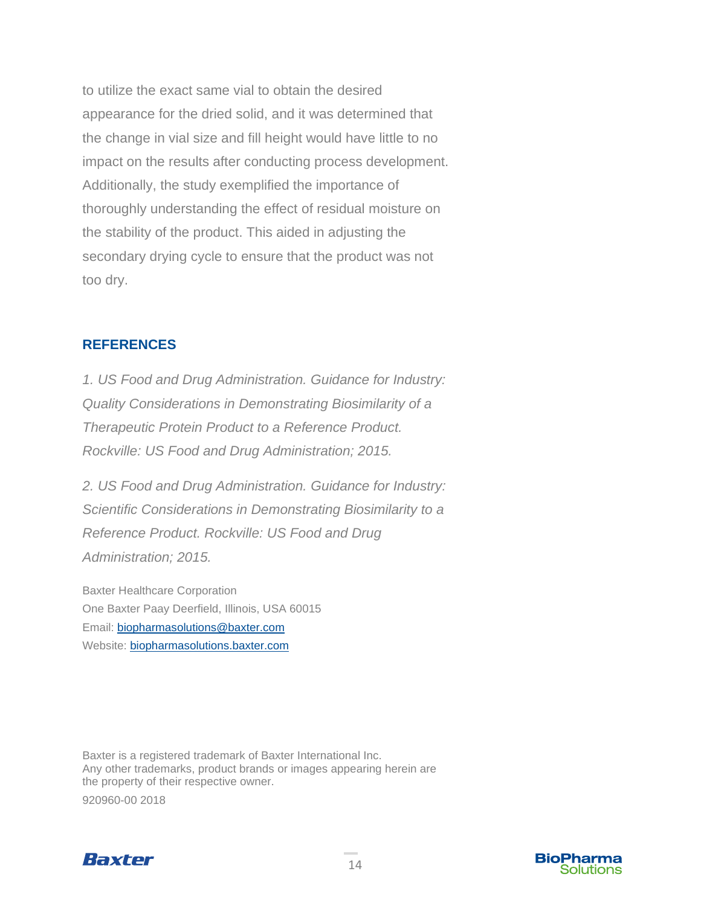to utilize the exact same vial to obtain the desired appearance for the dried solid, and it was determined that the change in vial size and fill height would have little to no impact on the results after conducting process development. Additionally, the study exemplified the importance of thoroughly understanding the effect of residual moisture on the stability of the product. This aided in adjusting the secondary drying cycle to ensure that the product was not too dry.

## REFERENCES

*1. US Food and Drug Administration. Guidance for Industry: Quality Considerations in Demonstrating Biosimilarity of a Therapeutic Protein Product to a Reference Product. Rockville: US Food and Drug Administration; 2015.*

*2. US Food and Drug Administration. Guidance for Industry: Scientific Considerations in Demonstrating Biosimilarity to a Reference Product. Rockville: US Food and Drug Administration; 2015.*

Baxter Healthcare Corporation
One Baxter Paay Deerfield, Illinois, USA 60015
Email: [biopharmasolutions@baxter.com](mailto:biopharmasolutions@baxter.com)
Website: [biopharmasolutions.baxter.com](https://biopharmasolutions.baxter.com)

Baxter is a registered trademark of Baxter International Inc.
Any other trademarks, product brands or images appearing herein are the property of their respective owner.

920960-00 2018